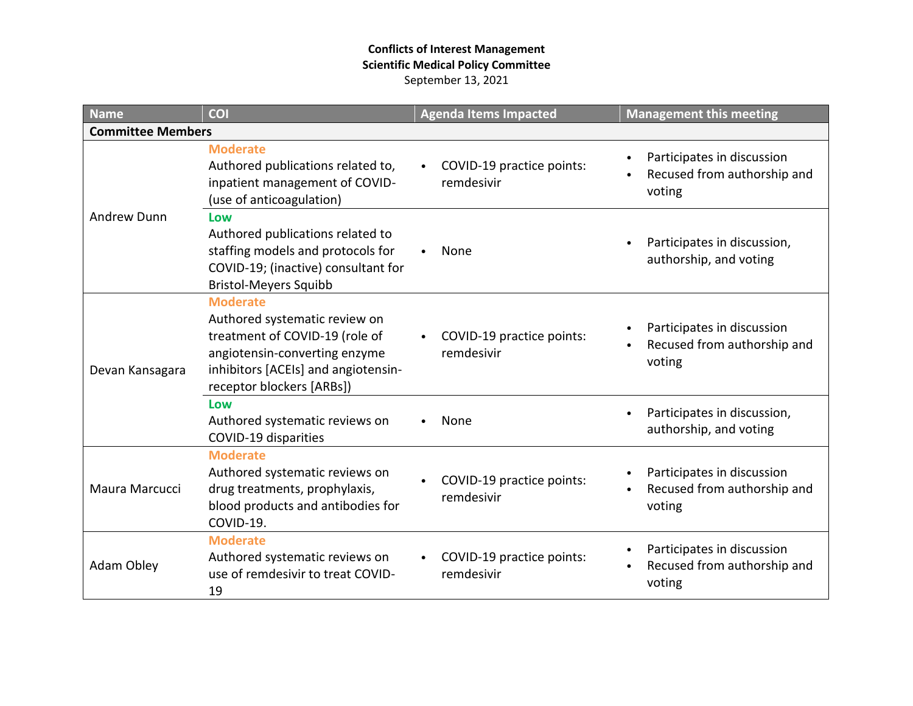**Conflicts of Interest Management**
**Scientific Medical Policy Committee**
September 13, 2021

| Name | COI | Agenda Items Impacted | Management this meeting |
|---|---|---|---|
| **Committee Members** | | | |
| Andrew Dunn | **Moderate** Authored publications related to, inpatient management of COVID- (use of anticoagulation) | • COVID-19 practice points: remdesivir | • Participates in discussion • Recused from authorship and voting |
| | **Low** Authored publications related to staffing models and protocols for COVID-19; (inactive) consultant for Bristol-Meyers Squibb | • None | • Participates in discussion, authorship, and voting |
| Devan Kansagara | **Moderate** Authored systematic review on treatment of COVID-19 (role of angiotensin-converting enzyme inhibitors [ACEIs] and angiotensin-receptor blockers [ARBs]) | • COVID-19 practice points: remdesivir | • Participates in discussion • Recused from authorship and voting |
| | **Low** Authored systematic reviews on COVID-19 disparities | • None | • Participates in discussion, authorship, and voting |
| Maura Marcucci | **Moderate** Authored systematic reviews on drug treatments, prophylaxis, blood products and antibodies for COVID-19. | • COVID-19 practice points: remdesivir | • Participates in discussion • Recused from authorship and voting |
| Adam Obley | **Moderate** Authored systematic reviews on use of remdesivir to treat COVID-19 | • COVID-19 practice points: remdesivir | • Participates in discussion • Recused from authorship and voting |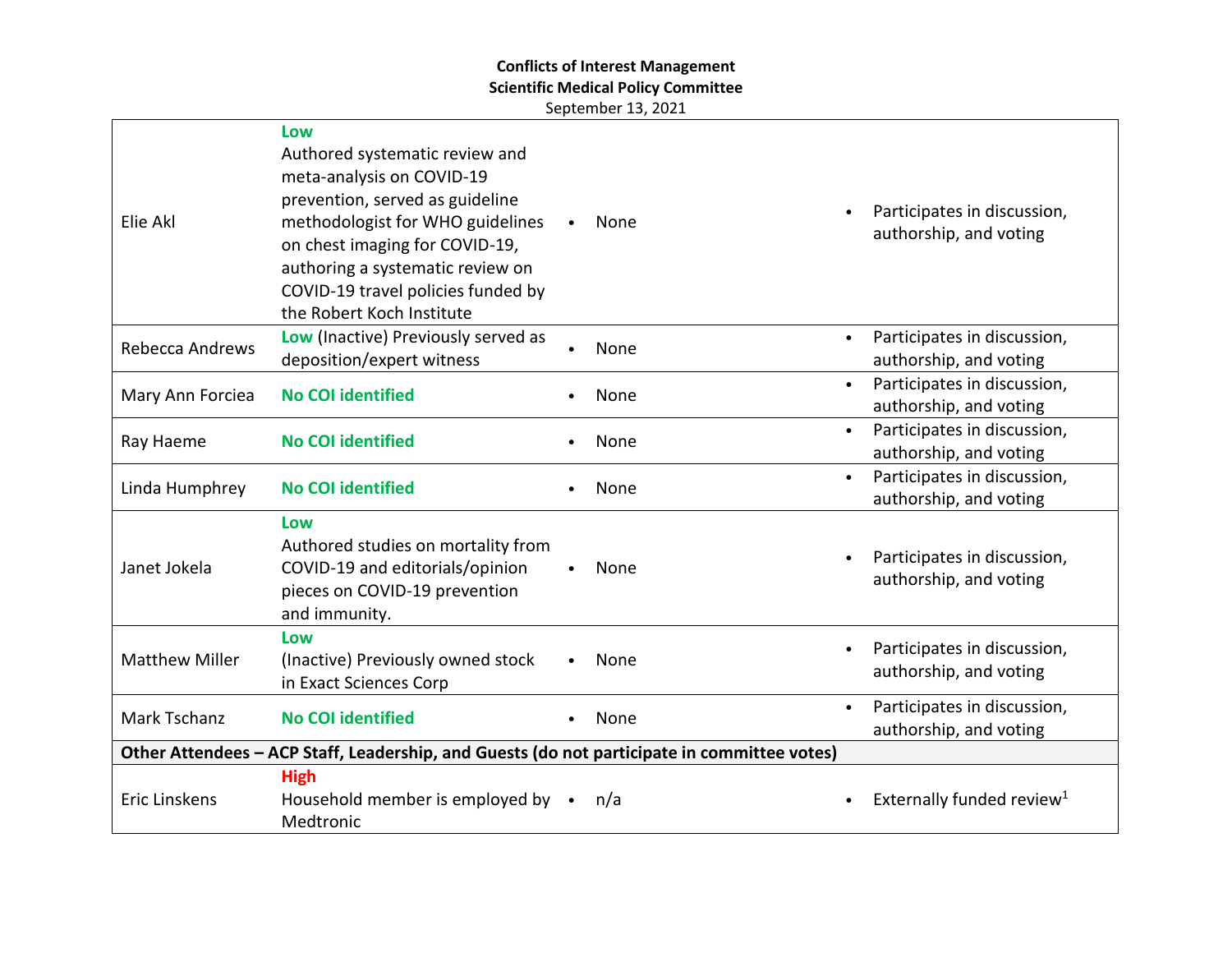**Conflicts of Interest Management**
**Scientific Medical Policy Committee**
September 13, 2021

| | | | |
|---|---|---|---|
| Elie Akl | **Low** Authored systematic review and meta-analysis on COVID-19 prevention, served as guideline methodologist for WHO guidelines on chest imaging for COVID-19, authoring a systematic review on COVID-19 travel policies funded by the Robert Koch Institute | • None | • Participates in discussion, authorship, and voting |
| Rebecca Andrews | **Low** (Inactive) Previously served as deposition/expert witness | • None | • Participates in discussion, authorship, and voting |
| Mary Ann Forciea | **No COI identified** | • None | • Participates in discussion, authorship, and voting |
| Ray Haeme | **No COI identified** | • None | • Participates in discussion, authorship, and voting |
| Linda Humphrey | **No COI identified** | • None | • Participates in discussion, authorship, and voting |
| Janet Jokela | **Low** Authored studies on mortality from COVID-19 and editorials/opinion pieces on COVID-19 prevention and immunity. | • None | • Participates in discussion, authorship, and voting |
| Matthew Miller | **Low** (Inactive) Previously owned stock in Exact Sciences Corp | • None | • Participates in discussion, authorship, and voting |
| Mark Tschanz | **No COI identified** | • None | • Participates in discussion, authorship, and voting |
| **Other Attendees – ACP Staff, Leadership, and Guests (do not participate in committee votes)** | | | |
| Eric Linskens | **High** Household member is employed by Medtronic | • n/a | • Externally funded review[1] |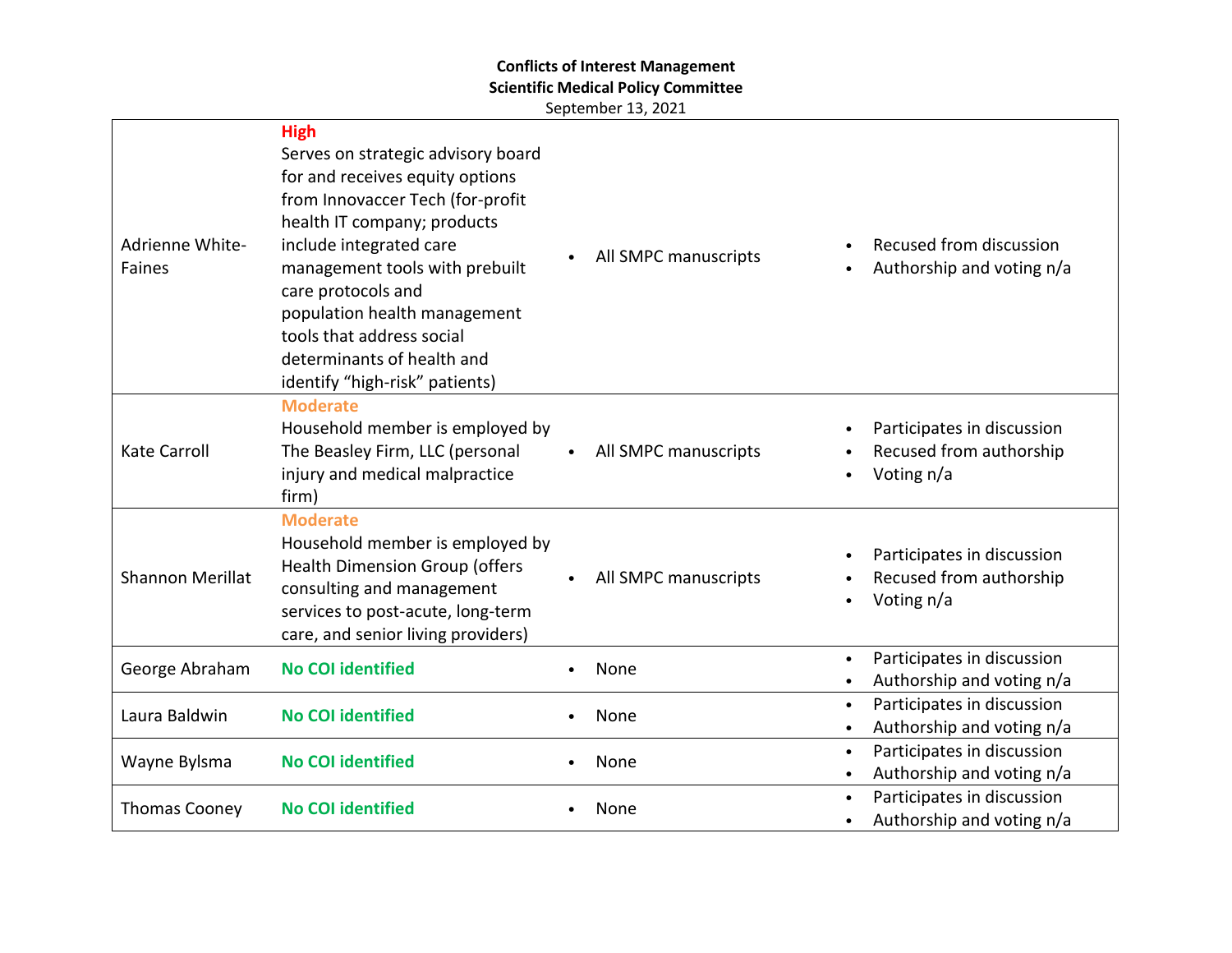**Conflicts of Interest Management**
**Scientific Medical Policy Committee**
September 13, 2021

| | | | |
|---|---|---|---|
| Adrienne White-Faines | **High**<br>Serves on strategic advisory board for and receives equity options from Innovaccer Tech (for-profit health IT company; products include integrated care management tools with prebuilt care protocols and population health management tools that address social determinants of health and identify "high-risk" patients) | • All SMPC manuscripts | • Recused from discussion<br>• Authorship and voting n/a |
| Kate Carroll | **Moderate**<br>Household member is employed by The Beasley Firm, LLC (personal injury and medical malpractice firm) | • All SMPC manuscripts | • Participates in discussion<br>• Recused from authorship<br>• Voting n/a |
| Shannon Merillat | **Moderate**<br>Household member is employed by Health Dimension Group (offers consulting and management services to post-acute, long-term care, and senior living providers) | • All SMPC manuscripts | • Participates in discussion<br>• Recused from authorship<br>• Voting n/a |
| George Abraham | **No COI identified** | • None | • Participates in discussion<br>• Authorship and voting n/a |
| Laura Baldwin | **No COI identified** | • None | • Participates in discussion<br>• Authorship and voting n/a |
| Wayne Bylsma | **No COI identified** | • None | • Participates in discussion<br>• Authorship and voting n/a |
| Thomas Cooney | **No COI identified** | • None | • Participates in discussion<br>• Authorship and voting n/a |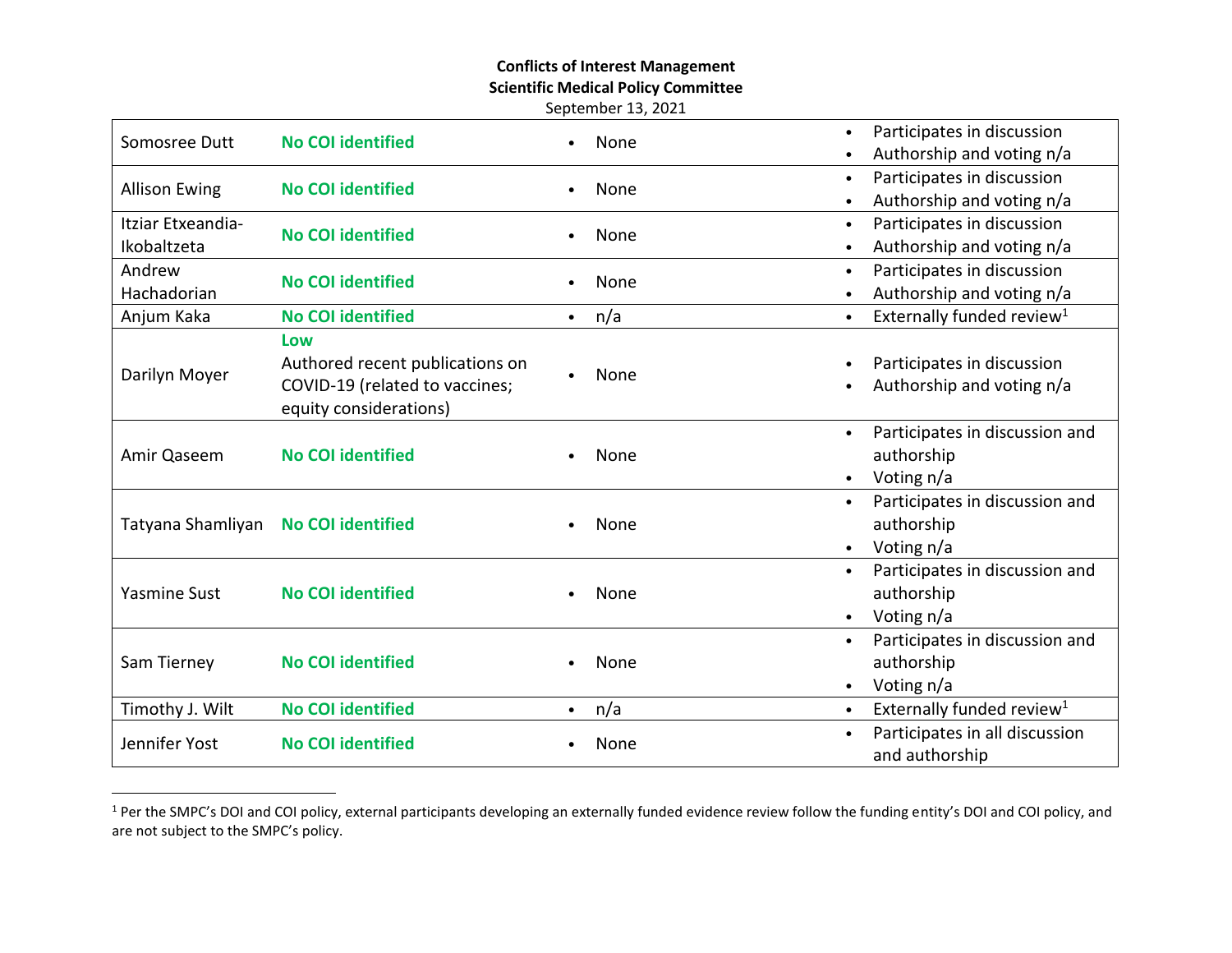**Conflicts of Interest Management**
**Scientific Medical Policy Committee**
September 13, 2021

| | | | |
|---|---|---|---|
| Somosree Dutt | **No COI identified** | • None | • Participates in discussion<br>• Authorship and voting n/a |
| Allison Ewing | **No COI identified** | • None | • Participates in discussion<br>• Authorship and voting n/a |
| Itziar Etxeandia-Ikobaltzeta | **No COI identified** | • None | • Participates in discussion<br>• Authorship and voting n/a |
| Andrew Hachadorian | **No COI identified** | • None | • Participates in discussion<br>• Authorship and voting n/a |
| Anjum Kaka | **No COI identified** | • n/a | • Externally funded review[1] |
| Darilyn Moyer | **Low**<br>Authored recent publications on COVID-19 (related to vaccines; equity considerations) | • None | • Participates in discussion<br>• Authorship and voting n/a |
| Amir Qaseem | **No COI identified** | • None | • Participates in discussion and authorship<br>• Voting n/a |
| Tatyana Shamliyan | **No COI identified** | • None | • Participates in discussion and authorship<br>• Voting n/a |
| Yasmine Sust | **No COI identified** | • None | • Participates in discussion and authorship<br>• Voting n/a |
| Sam Tierney | **No COI identified** | • None | • Participates in discussion and authorship<br>• Voting n/a |
| Timothy J. Wilt | **No COI identified** | • n/a | • Externally funded review[1] |
| Jennifer Yost | **No COI identified** | • None | • Participates in all discussion and authorship |

[1] Per the SMPC's DOI and COI policy, external participants developing an externally funded evidence review follow the funding entity's DOI and COI policy, and are not subject to the SMPC's policy.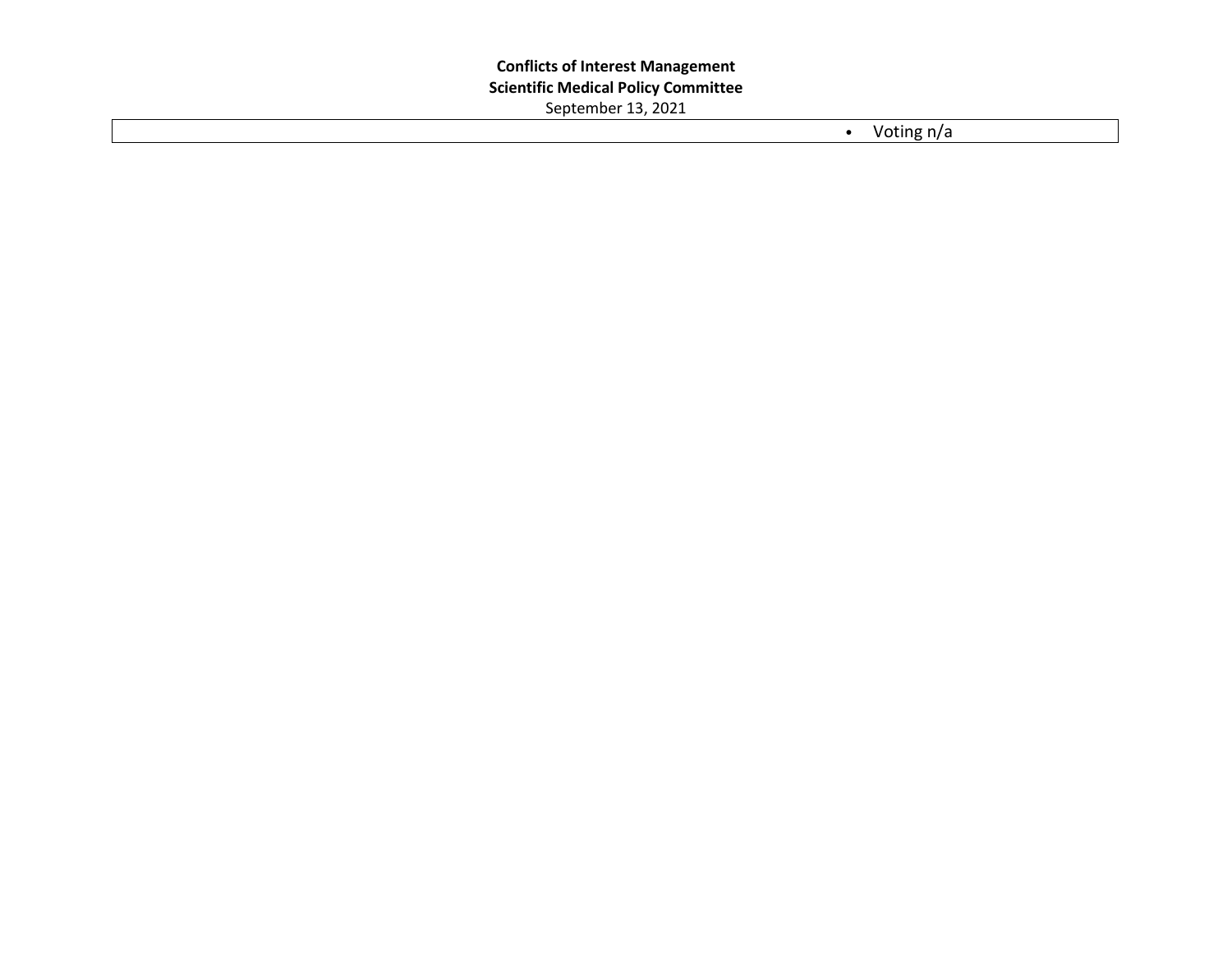| | |
|---|---|
| | • Voting n/a |